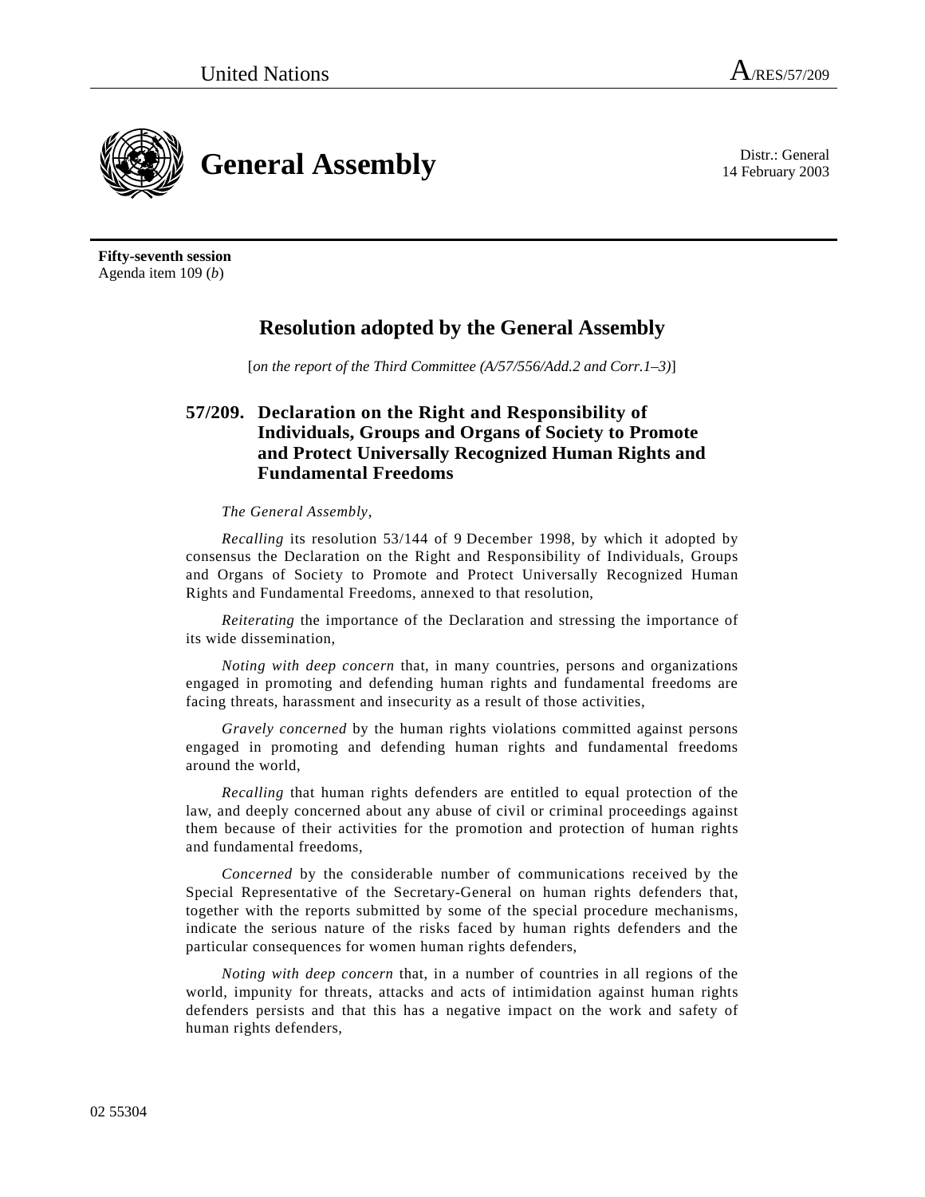United Nations A/RES/57/209

# General Assembly

Distr.: General
14 February 2003

**Fifty-seventh session**
Agenda item 109 (*b*)

## Resolution adopted by the General Assembly

[*on the report of the Third Committee (A/57/556/Add.2 and Corr.1–3)*]

### 57/209. Declaration on the Right and Responsibility of Individuals, Groups and Organs of Society to Promote and Protect Universally Recognized Human Rights and Fundamental Freedoms

*The General Assembly*,

*Recalling* its resolution 53/144 of 9 December 1998, by which it adopted by consensus the Declaration on the Right and Responsibility of Individuals, Groups and Organs of Society to Promote and Protect Universally Recognized Human Rights and Fundamental Freedoms, annexed to that resolution,

*Reiterating* the importance of the Declaration and stressing the importance of its wide dissemination,

*Noting with deep concern* that, in many countries, persons and organizations engaged in promoting and defending human rights and fundamental freedoms are facing threats, harassment and insecurity as a result of those activities,

*Gravely concerned* by the human rights violations committed against persons engaged in promoting and defending human rights and fundamental freedoms around the world,

*Recalling* that human rights defenders are entitled to equal protection of the law, and deeply concerned about any abuse of civil or criminal proceedings against them because of their activities for the promotion and protection of human rights and fundamental freedoms,

*Concerned* by the considerable number of communications received by the Special Representative of the Secretary-General on human rights defenders that, together with the reports submitted by some of the special procedure mechanisms, indicate the serious nature of the risks faced by human rights defenders and the particular consequences for women human rights defenders,

*Noting with deep concern* that, in a number of countries in all regions of the world, impunity for threats, attacks and acts of intimidation against human rights defenders persists and that this has a negative impact on the work and safety of human rights defenders,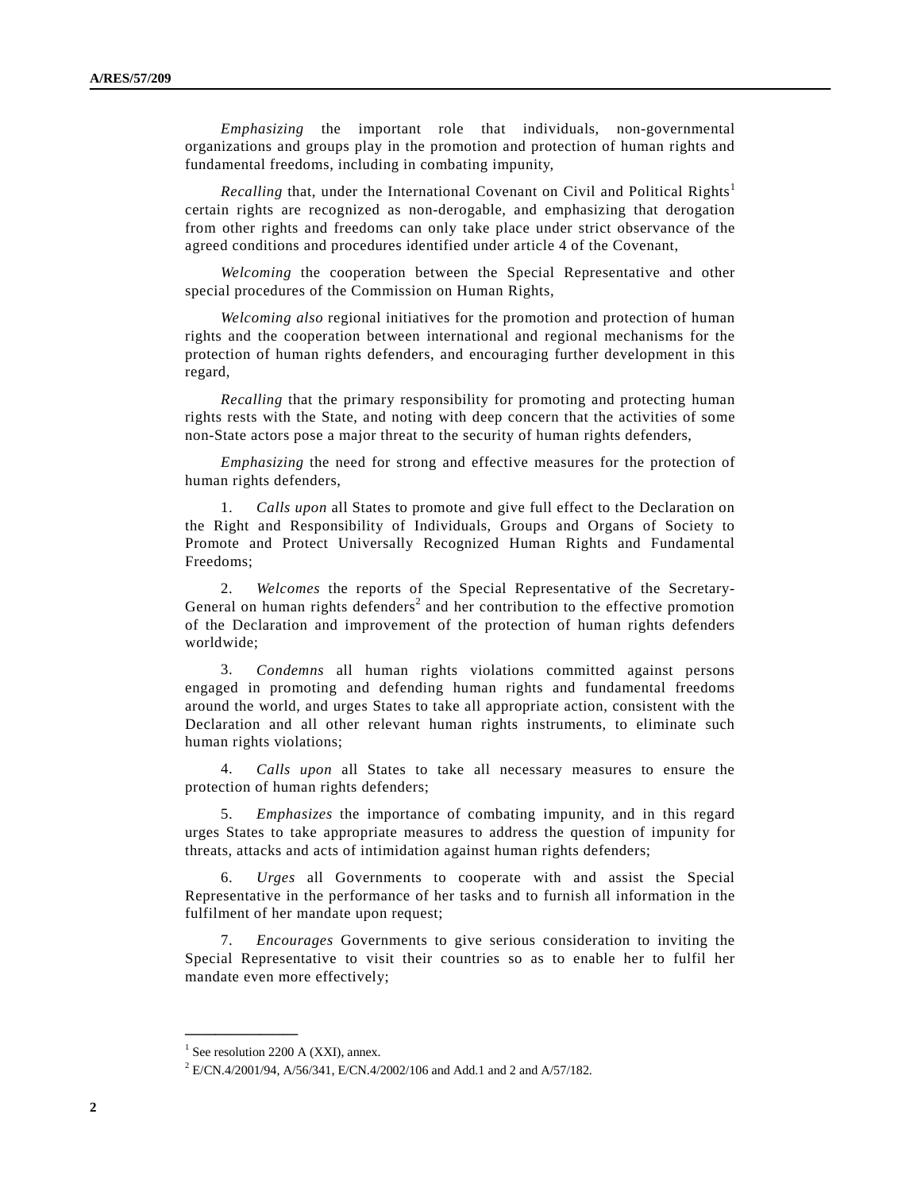*Emphasizing* the important role that individuals, non-governmental organizations and groups play in the promotion and protection of human rights and fundamental freedoms, including in combating impunity,

*Recalling* that, under the International Covenant on Civil and Political Rights[1] certain rights are recognized as non-derogable, and emphasizing that derogation from other rights and freedoms can only take place under strict observance of the agreed conditions and procedures identified under article 4 of the Covenant,

*Welcoming* the cooperation between the Special Representative and other special procedures of the Commission on Human Rights,

*Welcoming also* regional initiatives for the promotion and protection of human rights and the cooperation between international and regional mechanisms for the protection of human rights defenders, and encouraging further development in this regard,

*Recalling* that the primary responsibility for promoting and protecting human rights rests with the State, and noting with deep concern that the activities of some non-State actors pose a major threat to the security of human rights defenders,

*Emphasizing* the need for strong and effective measures for the protection of human rights defenders,

1. *Calls upon* all States to promote and give full effect to the Declaration on the Right and Responsibility of Individuals, Groups and Organs of Society to Promote and Protect Universally Recognized Human Rights and Fundamental Freedoms;

2. *Welcomes* the reports of the Special Representative of the Secretary-General on human rights defenders[2] and her contribution to the effective promotion of the Declaration and improvement of the protection of human rights defenders worldwide;

3. *Condemns* all human rights violations committed against persons engaged in promoting and defending human rights and fundamental freedoms around the world, and urges States to take all appropriate action, consistent with the Declaration and all other relevant human rights instruments, to eliminate such human rights violations;

4. *Calls upon* all States to take all necessary measures to ensure the protection of human rights defenders;

5. *Emphasizes* the importance of combating impunity, and in this regard urges States to take appropriate measures to address the question of impunity for threats, attacks and acts of intimidation against human rights defenders;

6. *Urges* all Governments to cooperate with and assist the Special Representative in the performance of her tasks and to furnish all information in the fulfilment of her mandate upon request;

7. *Encourages* Governments to give serious consideration to inviting the Special Representative to visit their countries so as to enable her to fulfil her mandate even more effectively;

---

[1] See resolution 2200 A (XXI), annex.

[2] E/CN.4/2001/94, A/56/341, E/CN.4/2002/106 and Add.1 and 2 and A/57/182.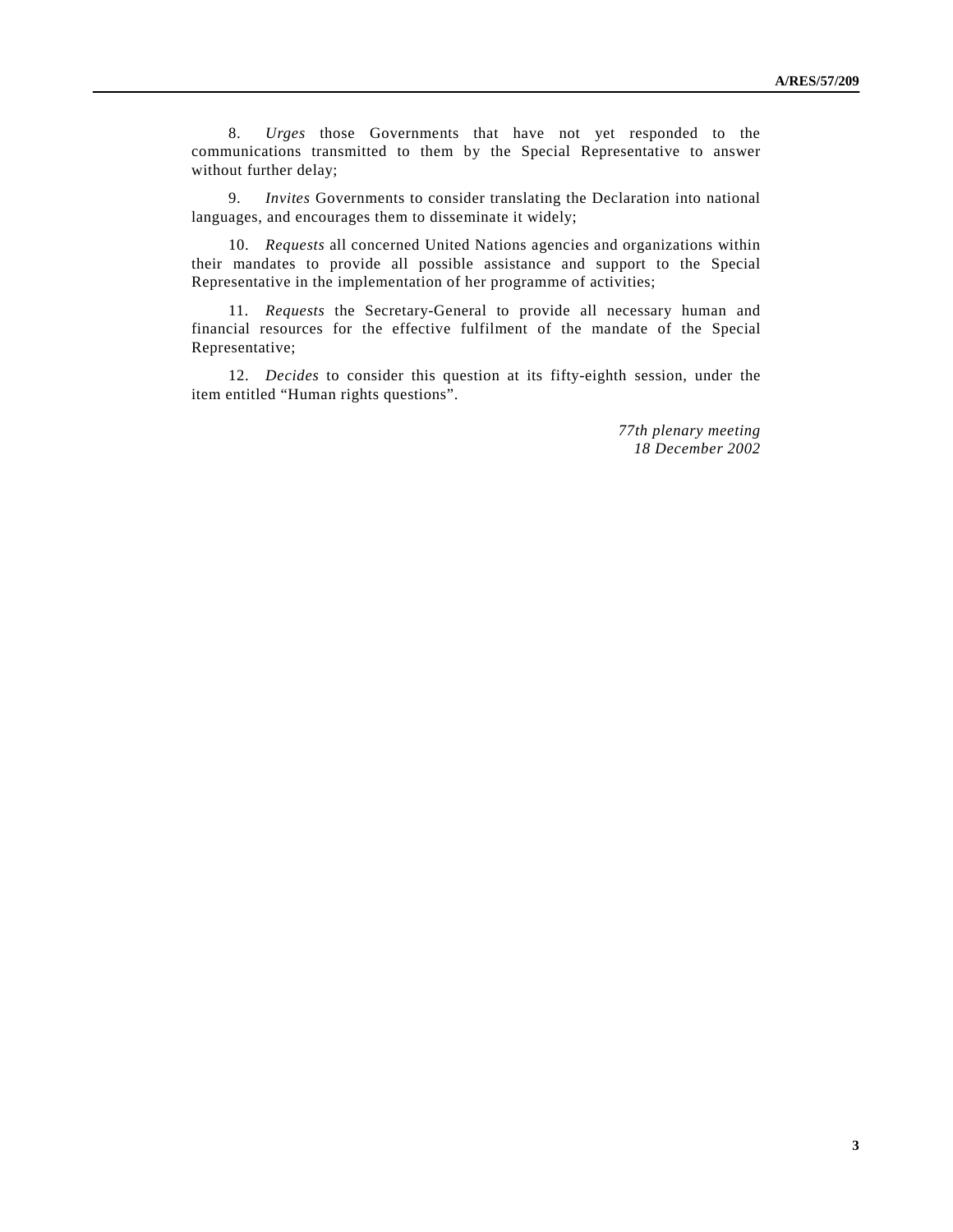8. *Urges* those Governments that have not yet responded to the communications transmitted to them by the Special Representative to answer without further delay;

9. *Invites* Governments to consider translating the Declaration into national languages, and encourages them to disseminate it widely;

10. *Requests* all concerned United Nations agencies and organizations within their mandates to provide all possible assistance and support to the Special Representative in the implementation of her programme of activities;

11. *Requests* the Secretary-General to provide all necessary human and financial resources for the effective fulfilment of the mandate of the Special Representative;

12. *Decides* to consider this question at its fifty-eighth session, under the item entitled "Human rights questions".

*77th plenary meeting*
*18 December 2002*